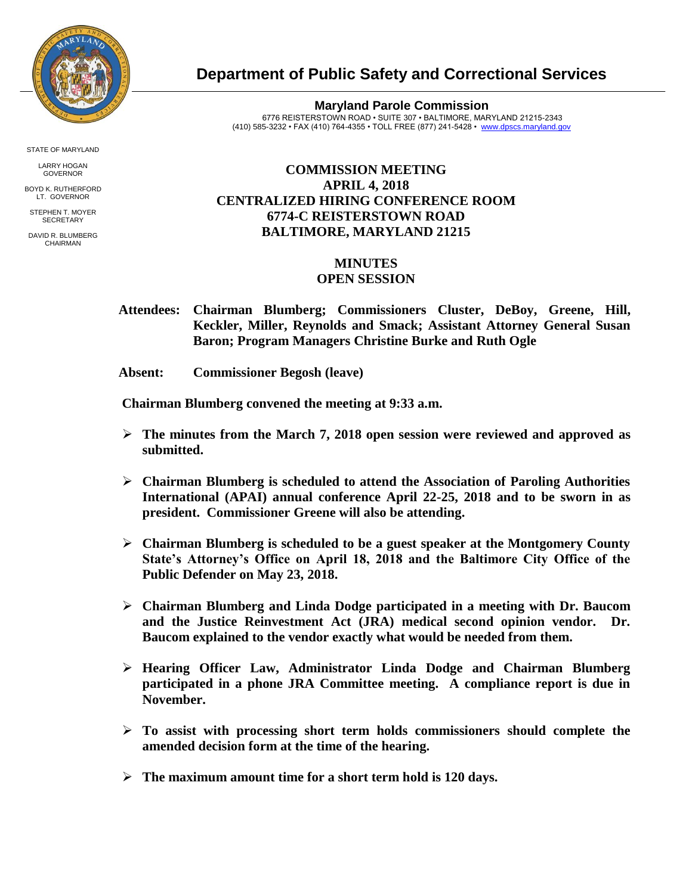# Department of Public Safety and Correctional Services

**Maryland Parole Commission**
6776 REISTERSTOWN ROAD • SUITE 307 • BALTIMORE, MARYLAND 21215-2343
(410) 585-3232 • FAX (410) 764-4355 • TOLL FREE (877) 241-5428 • www.dpscs.maryland.gov

STATE OF MARYLAND

LARRY HOGAN
GOVERNOR

BOYD K. RUTHERFORD
LT. GOVERNOR

STEPHEN T. MOYER
SECRETARY

DAVID R. BLUMBERG
CHAIRMAN

## COMMISSION MEETING
## APRIL 4, 2018
## CENTRALIZED HIRING CONFERENCE ROOM
## 6774-C REISTERSTOWN ROAD
## BALTIMORE, MARYLAND 21215

## MINUTES
## OPEN SESSION

**Attendees:** **Chairman Blumberg; Commissioners Cluster, DeBoy, Greene, Hill, Keckler, Miller, Reynolds and Smack; Assistant Attorney General Susan Baron; Program Managers Christine Burke and Ruth Ogle**

**Absent:** **Commissioner Begosh (leave)**

**Chairman Blumberg convened the meeting at 9:33 a.m.**

- **The minutes from the March 7, 2018 open session were reviewed and approved as submitted.**
- **Chairman Blumberg is scheduled to attend the Association of Paroling Authorities International (APAI) annual conference April 22-25, 2018 and to be sworn in as president. Commissioner Greene will also be attending.**
- **Chairman Blumberg is scheduled to be a guest speaker at the Montgomery County State's Attorney's Office on April 18, 2018 and the Baltimore City Office of the Public Defender on May 23, 2018.**
- **Chairman Blumberg and Linda Dodge participated in a meeting with Dr. Baucom and the Justice Reinvestment Act (JRA) medical second opinion vendor. Dr. Baucom explained to the vendor exactly what would be needed from them.**
- **Hearing Officer Law, Administrator Linda Dodge and Chairman Blumberg participated in a phone JRA Committee meeting. A compliance report is due in November.**
- **To assist with processing short term holds commissioners should complete the amended decision form at the time of the hearing.**
- **The maximum amount time for a short term hold is 120 days.**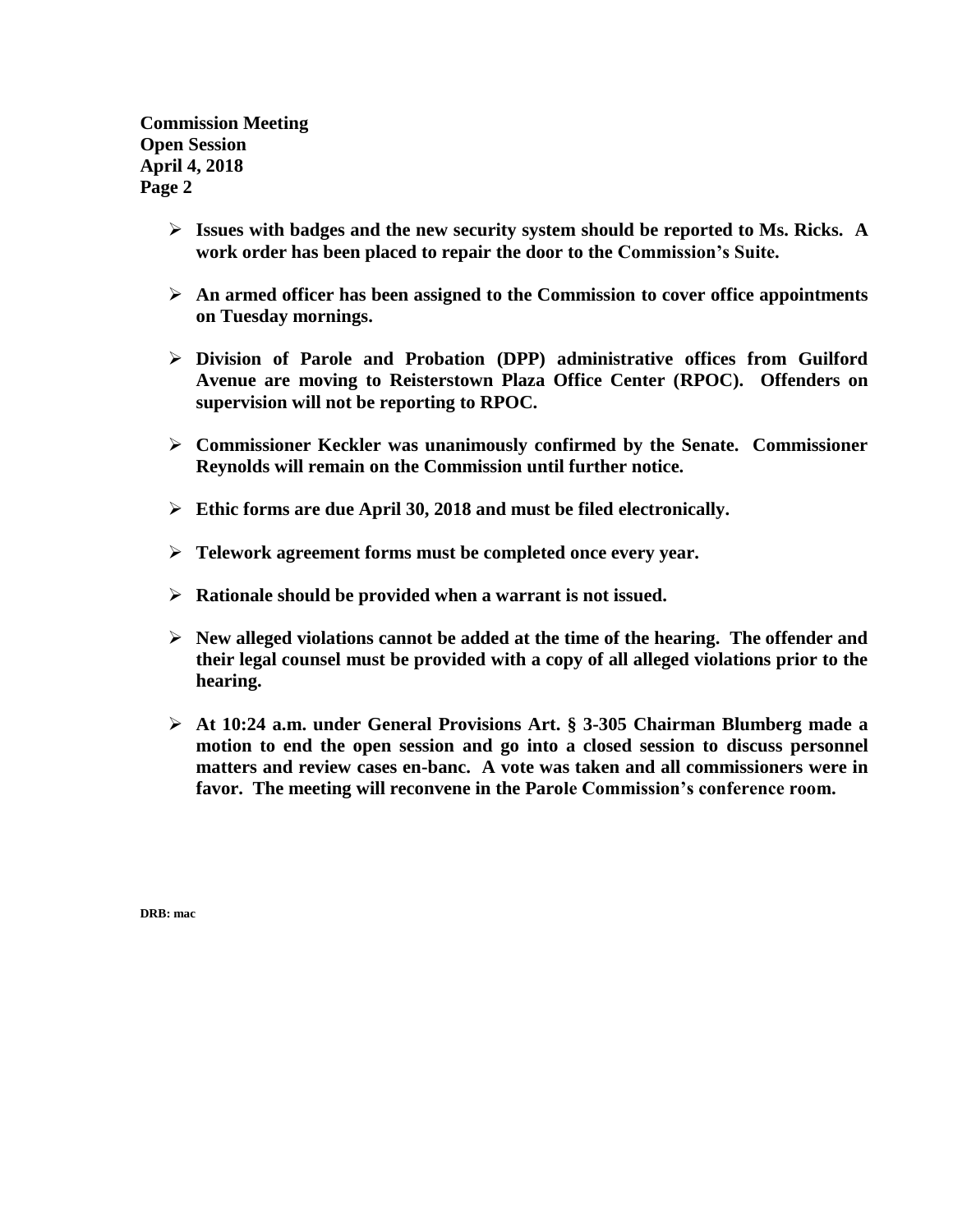- **Issues with badges and the new security system should be reported to Ms. Ricks. A work order has been placed to repair the door to the Commission's Suite.**

- **An armed officer has been assigned to the Commission to cover office appointments on Tuesday mornings.**

- **Division of Parole and Probation (DPP) administrative offices from Guilford Avenue are moving to Reisterstown Plaza Office Center (RPOC). Offenders on supervision will not be reporting to RPOC.**

- **Commissioner Keckler was unanimously confirmed by the Senate. Commissioner Reynolds will remain on the Commission until further notice.**

- **Ethic forms are due April 30, 2018 and must be filed electronically.**

- **Telework agreement forms must be completed once every year.**

- **Rationale should be provided when a warrant is not issued.**

- **New alleged violations cannot be added at the time of the hearing. The offender and their legal counsel must be provided with a copy of all alleged violations prior to the hearing.**

- **At 10:24 a.m. under General Provisions Art. § 3-305 Chairman Blumberg made a motion to end the open session and go into a closed session to discuss personnel matters and review cases en-banc. A vote was taken and all commissioners were in favor. The meeting will reconvene in the Parole Commission's conference room.**

**DRB: mac**